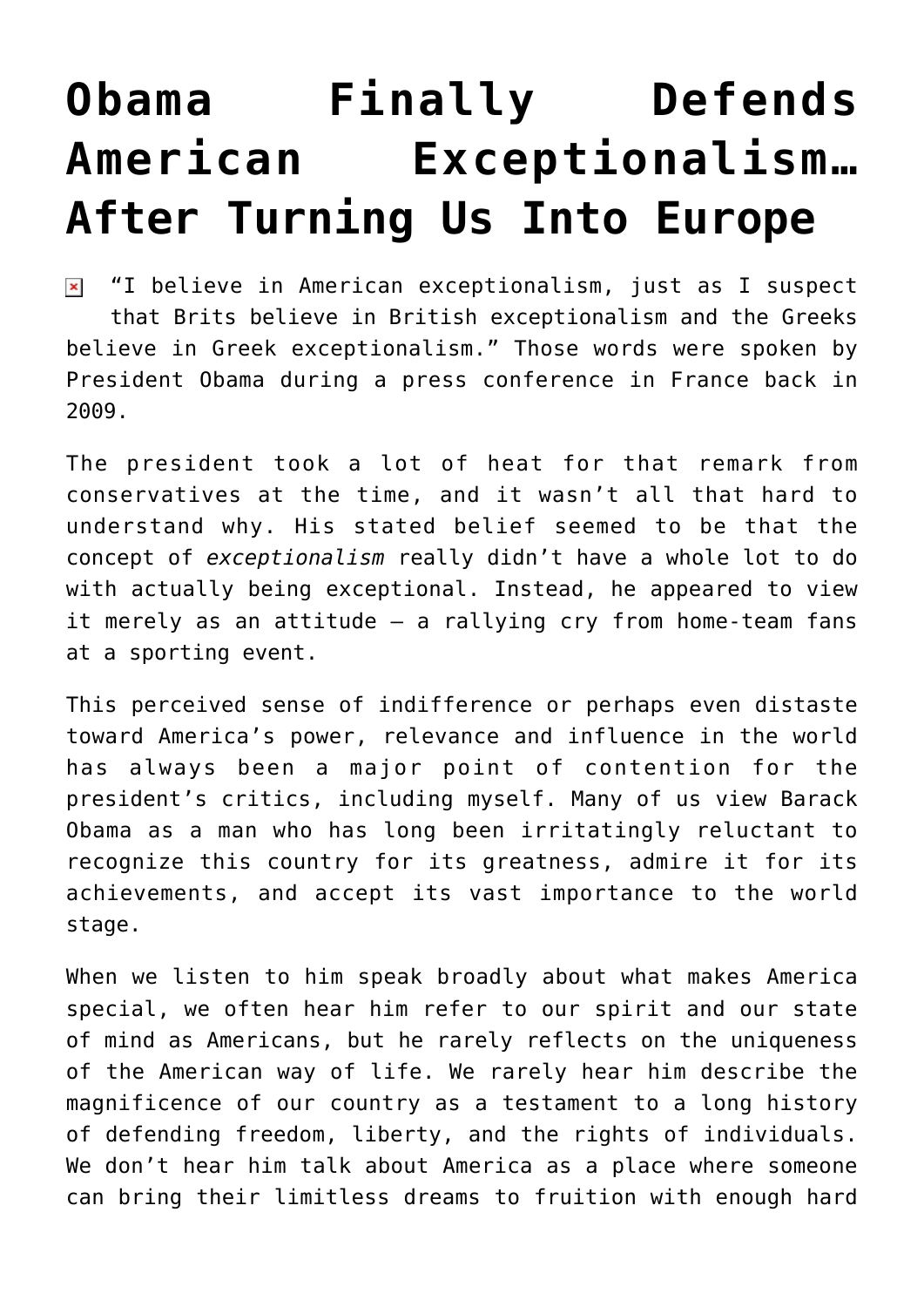# Obama Finally Defends American Exceptionalism… After Turning Us Into Europe

"I believe in American exceptionalism, just as I suspect that Brits believe in British exceptionalism and the Greeks believe in Greek exceptionalism." Those words were spoken by President Obama during a press conference in France back in 2009.

The president took a lot of heat for that remark from conservatives at the time, and it wasn't all that hard to understand why. His stated belief seemed to be that the concept of *exceptionalism* really didn't have a whole lot to do with actually being exceptional. Instead, he appeared to view it merely as an attitude – a rallying cry from home-team fans at a sporting event.

This perceived sense of indifference or perhaps even distaste toward America's power, relevance and influence in the world has always been a major point of contention for the president's critics, including myself. Many of us view Barack Obama as a man who has long been irritatingly reluctant to recognize this country for its greatness, admire it for its achievements, and accept its vast importance to the world stage.

When we listen to him speak broadly about what makes America special, we often hear him refer to our spirit and our state of mind as Americans, but he rarely reflects on the uniqueness of the American way of life. We rarely hear him describe the magnificence of our country as a testament to a long history of defending freedom, liberty, and the rights of individuals. We don't hear him talk about America as a place where someone can bring their limitless dreams to fruition with enough hard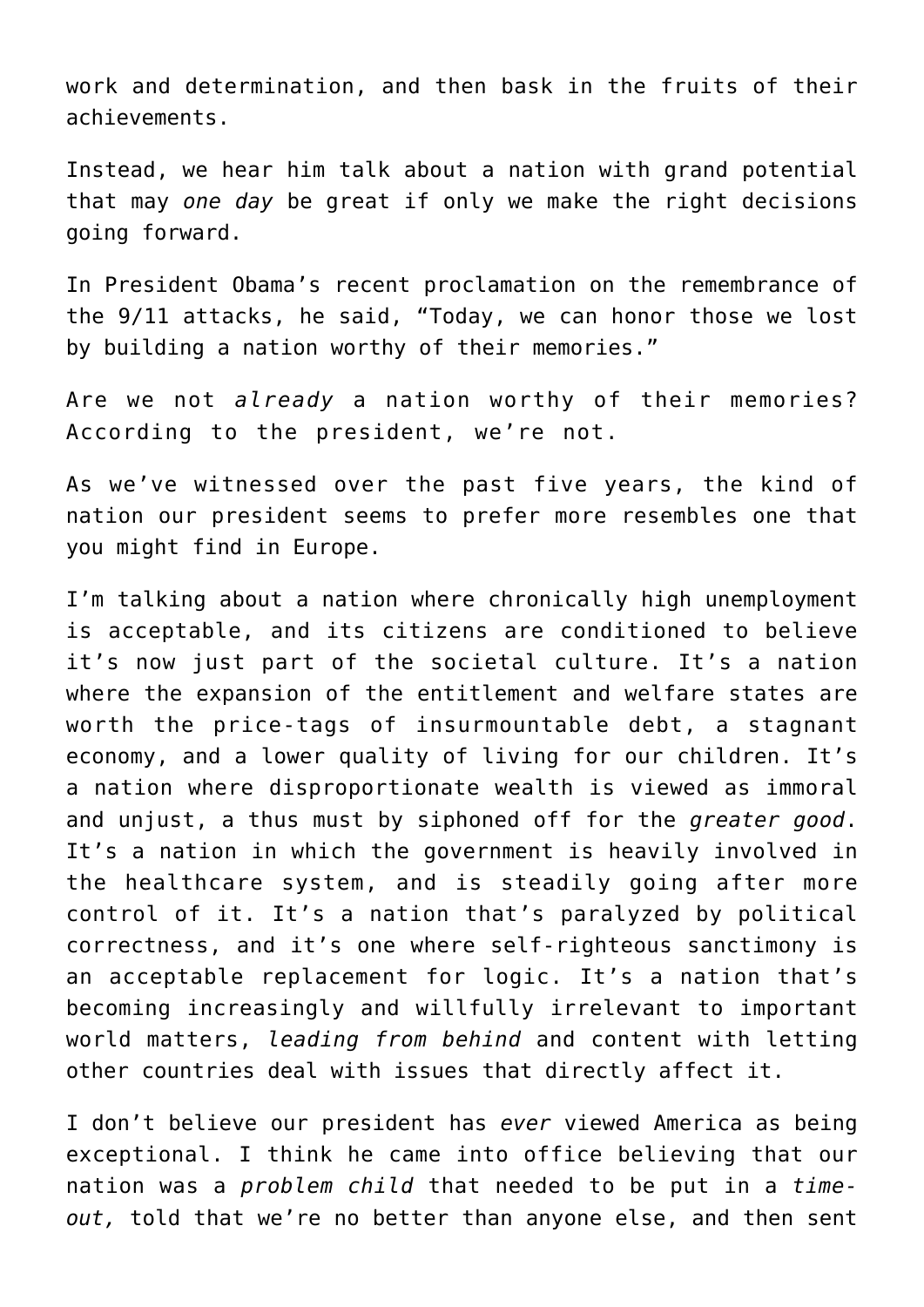work and determination, and then bask in the fruits of their achievements.

Instead, we hear him talk about a nation with grand potential that may *one day* be great if only we make the right decisions going forward.

In President Obama's recent proclamation on the remembrance of the 9/11 attacks, he said, "Today, we can honor those we lost by building a nation worthy of their memories."

Are we not *already* a nation worthy of their memories? According to the president, we're not.

As we've witnessed over the past five years, the kind of nation our president seems to prefer more resembles one that you might find in Europe.

I'm talking about a nation where chronically high unemployment is acceptable, and its citizens are conditioned to believe it's now just part of the societal culture. It's a nation where the expansion of the entitlement and welfare states are worth the price-tags of insurmountable debt, a stagnant economy, and a lower quality of living for our children. It's a nation where disproportionate wealth is viewed as immoral and unjust, a thus must by siphoned off for the *greater good*. It's a nation in which the government is heavily involved in the healthcare system, and is steadily going after more control of it. It's a nation that's paralyzed by political correctness, and it's one where self-righteous sanctimony is an acceptable replacement for logic. It's a nation that's becoming increasingly and willfully irrelevant to important world matters, *leading from behind* and content with letting other countries deal with issues that directly affect it.

I don't believe our president has *ever* viewed America as being exceptional. I think he came into office believing that our nation was a *problem child* that needed to be put in a *time-out,* told that we're no better than anyone else, and then sent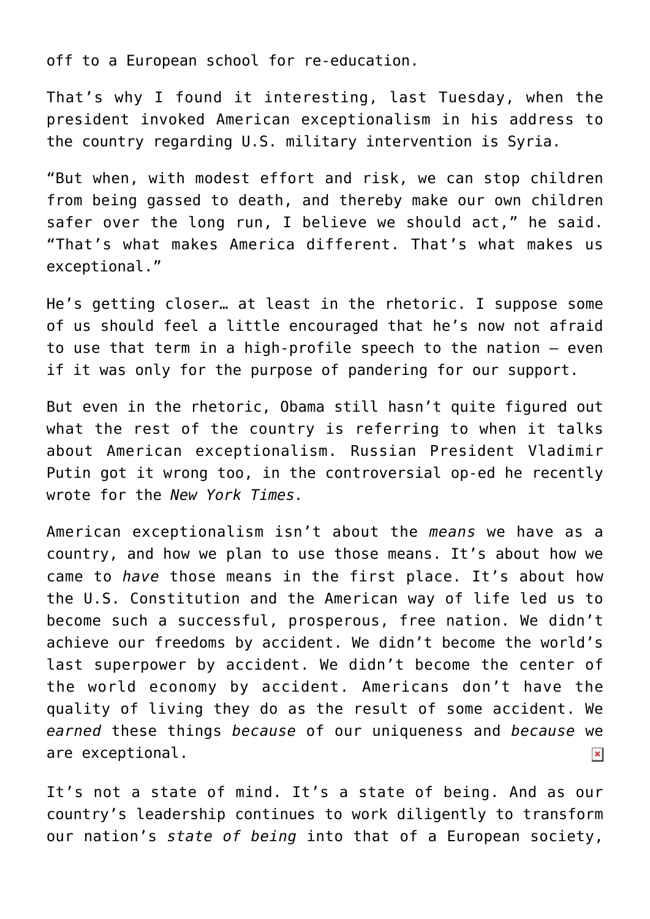off to a European school for re-education.

That’s why I found it interesting, last Tuesday, when the president invoked American exceptionalism in his address to the country regarding U.S. military intervention is Syria.

“But when, with modest effort and risk, we can stop children from being gassed to death, and thereby make our own children safer over the long run, I believe we should act,” he said. “That’s what makes America different. That’s what makes us exceptional.”

He’s getting closer… at least in the rhetoric. I suppose some of us should feel a little encouraged that he’s now not afraid to use that term in a high-profile speech to the nation – even if it was only for the purpose of pandering for our support.

But even in the rhetoric, Obama still hasn’t quite figured out what the rest of the country is referring to when it talks about American exceptionalism. Russian President Vladimir Putin got it wrong too, in the controversial op-ed he recently wrote for the *New York Times.*

American exceptionalism isn’t about the *means* we have as a country, and how we plan to use those means. It’s about how we came to *have* those means in the first place. It’s about how the U.S. Constitution and the American way of life led us to become such a successful, prosperous, free nation. We didn’t achieve our freedoms by accident. We didn’t become the world’s last superpower by accident. We didn’t become the center of the world economy by accident. Americans don’t have the quality of living they do as the result of some accident. We *earned* these things *because* of our uniqueness and *because* we are exceptional.

It’s not a state of mind. It’s a state of being. And as our country’s leadership continues to work diligently to transform our nation’s *state of being* into that of a European society,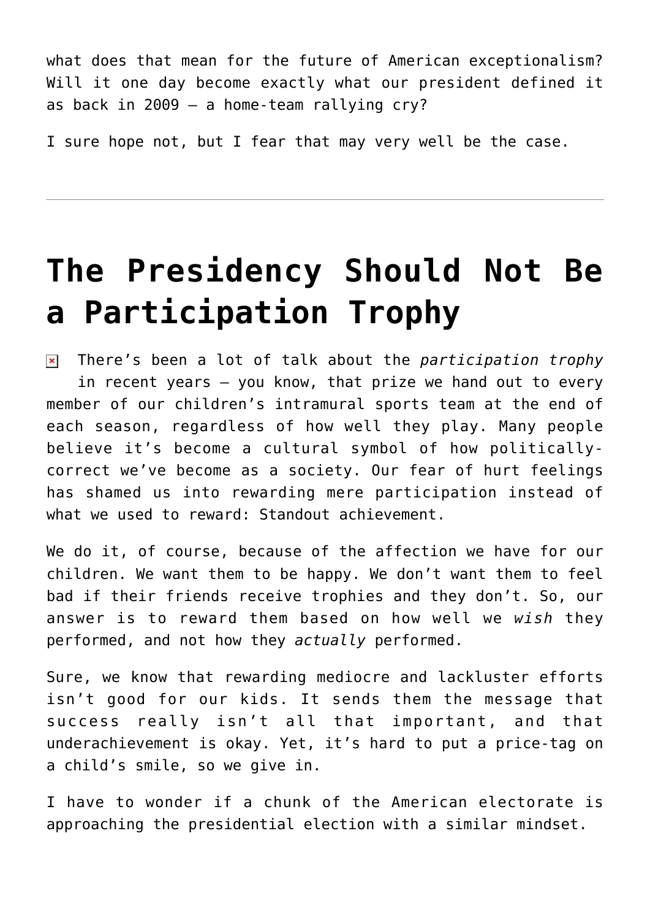what does that mean for the future of American exceptionalism? Will it one day become exactly what our president defined it as back in 2009 – a home-team rallying cry?

I sure hope not, but I fear that may very well be the case.

---

# The Presidency Should Not Be a Participation Trophy

There's been a lot of talk about the *participation trophy* in recent years – you know, that prize we hand out to every member of our children's intramural sports team at the end of each season, regardless of how well they play. Many people believe it's become a cultural symbol of how politically-correct we've become as a society. Our fear of hurt feelings has shamed us into rewarding mere participation instead of what we used to reward: Standout achievement.

We do it, of course, because of the affection we have for our children. We want them to be happy. We don't want them to feel bad if their friends receive trophies and they don't. So, our answer is to reward them based on how well we *wish* they performed, and not how they *actually* performed.

Sure, we know that rewarding mediocre and lackluster efforts isn't good for our kids. It sends them the message that success really isn't all that important, and that underachievement is okay. Yet, it's hard to put a price-tag on a child's smile, so we give in.

I have to wonder if a chunk of the American electorate is approaching the presidential election with a similar mindset.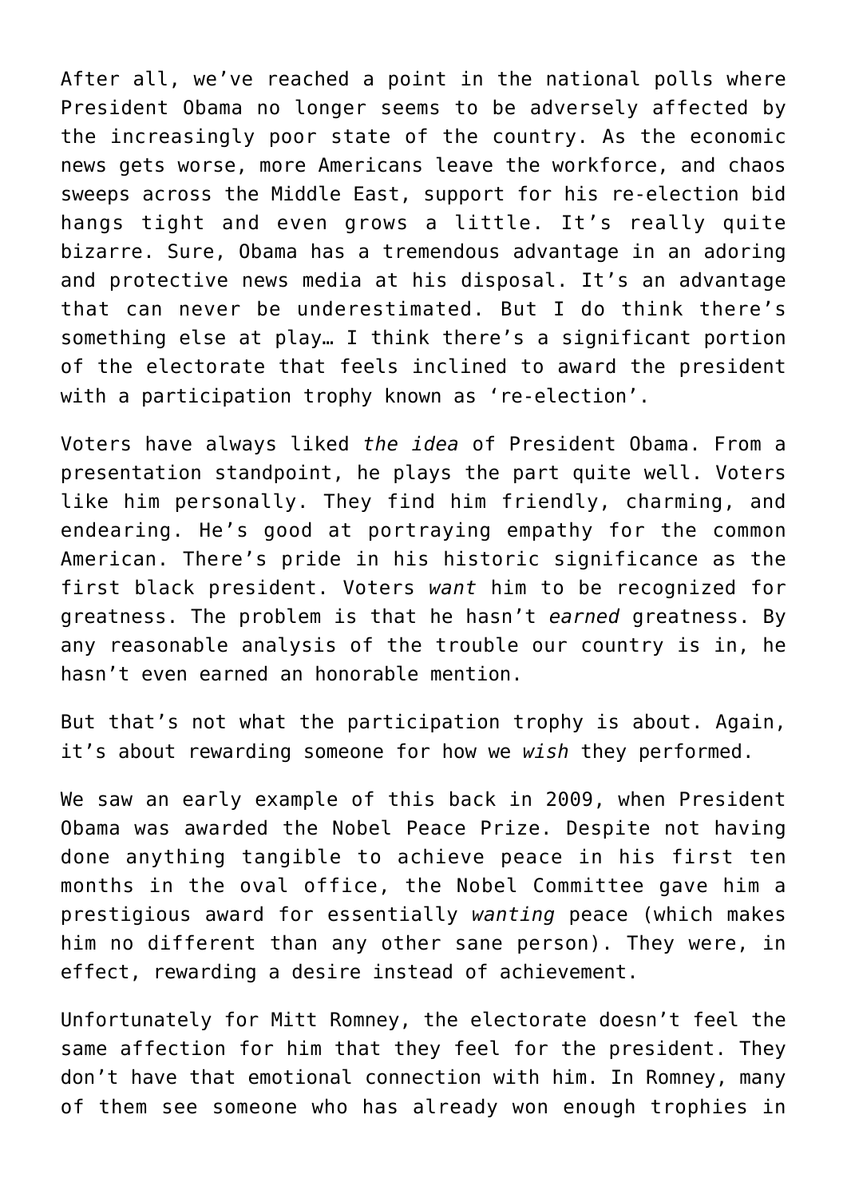After all, we've reached a point in the national polls where President Obama no longer seems to be adversely affected by the increasingly poor state of the country. As the economic news gets worse, more Americans leave the workforce, and chaos sweeps across the Middle East, support for his re-election bid hangs tight and even grows a little. It's really quite bizarre. Sure, Obama has a tremendous advantage in an adoring and protective news media at his disposal. It's an advantage that can never be underestimated. But I do think there's something else at play… I think there's a significant portion of the electorate that feels inclined to award the president with a participation trophy known as 're-election'.

Voters have always liked *the idea* of President Obama. From a presentation standpoint, he plays the part quite well. Voters like him personally. They find him friendly, charming, and endearing. He's good at portraying empathy for the common American. There's pride in his historic significance as the first black president. Voters *want* him to be recognized for greatness. The problem is that he hasn't *earned* greatness. By any reasonable analysis of the trouble our country is in, he hasn't even earned an honorable mention.

But that's not what the participation trophy is about. Again, it's about rewarding someone for how we *wish* they performed.

We saw an early example of this back in 2009, when President Obama was awarded the Nobel Peace Prize. Despite not having done anything tangible to achieve peace in his first ten months in the oval office, the Nobel Committee gave him a prestigious award for essentially *wanting* peace (which makes him no different than any other sane person). They were, in effect, rewarding a desire instead of achievement.

Unfortunately for Mitt Romney, the electorate doesn't feel the same affection for him that they feel for the president. They don't have that emotional connection with him. In Romney, many of them see someone who has already won enough trophies in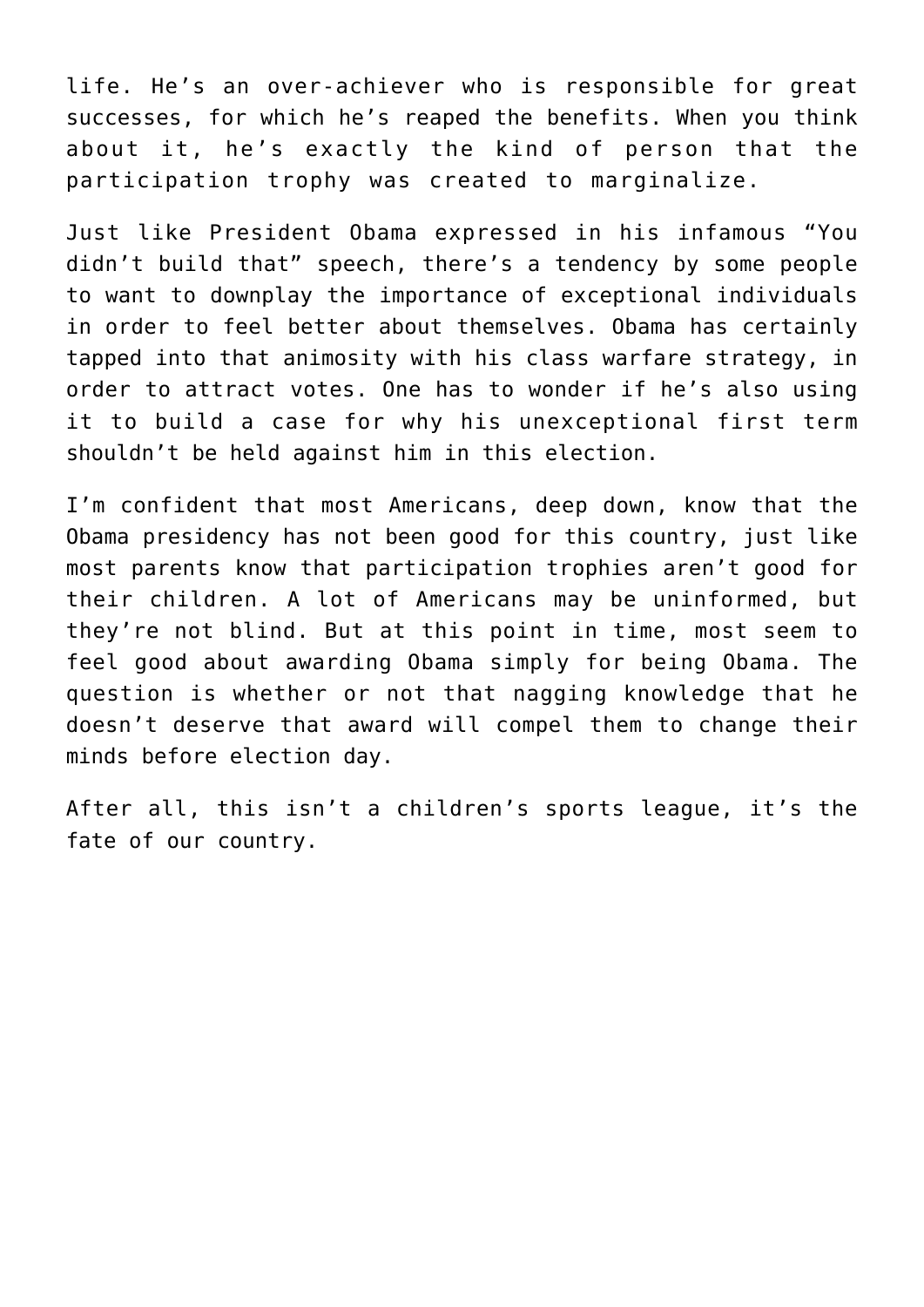life. He's an over-achiever who is responsible for great successes, for which he's reaped the benefits. When you think about it, he's exactly the kind of person that the participation trophy was created to marginalize.

Just like President Obama expressed in his infamous "You didn't build that" speech, there's a tendency by some people to want to downplay the importance of exceptional individuals in order to feel better about themselves. Obama has certainly tapped into that animosity with his class warfare strategy, in order to attract votes. One has to wonder if he's also using it to build a case for why his unexceptional first term shouldn't be held against him in this election.

I'm confident that most Americans, deep down, know that the Obama presidency has not been good for this country, just like most parents know that participation trophies aren't good for their children. A lot of Americans may be uninformed, but they're not blind. But at this point in time, most seem to feel good about awarding Obama simply for being Obama. The question is whether or not that nagging knowledge that he doesn't deserve that award will compel them to change their minds before election day.

After all, this isn't a children's sports league, it's the fate of our country.